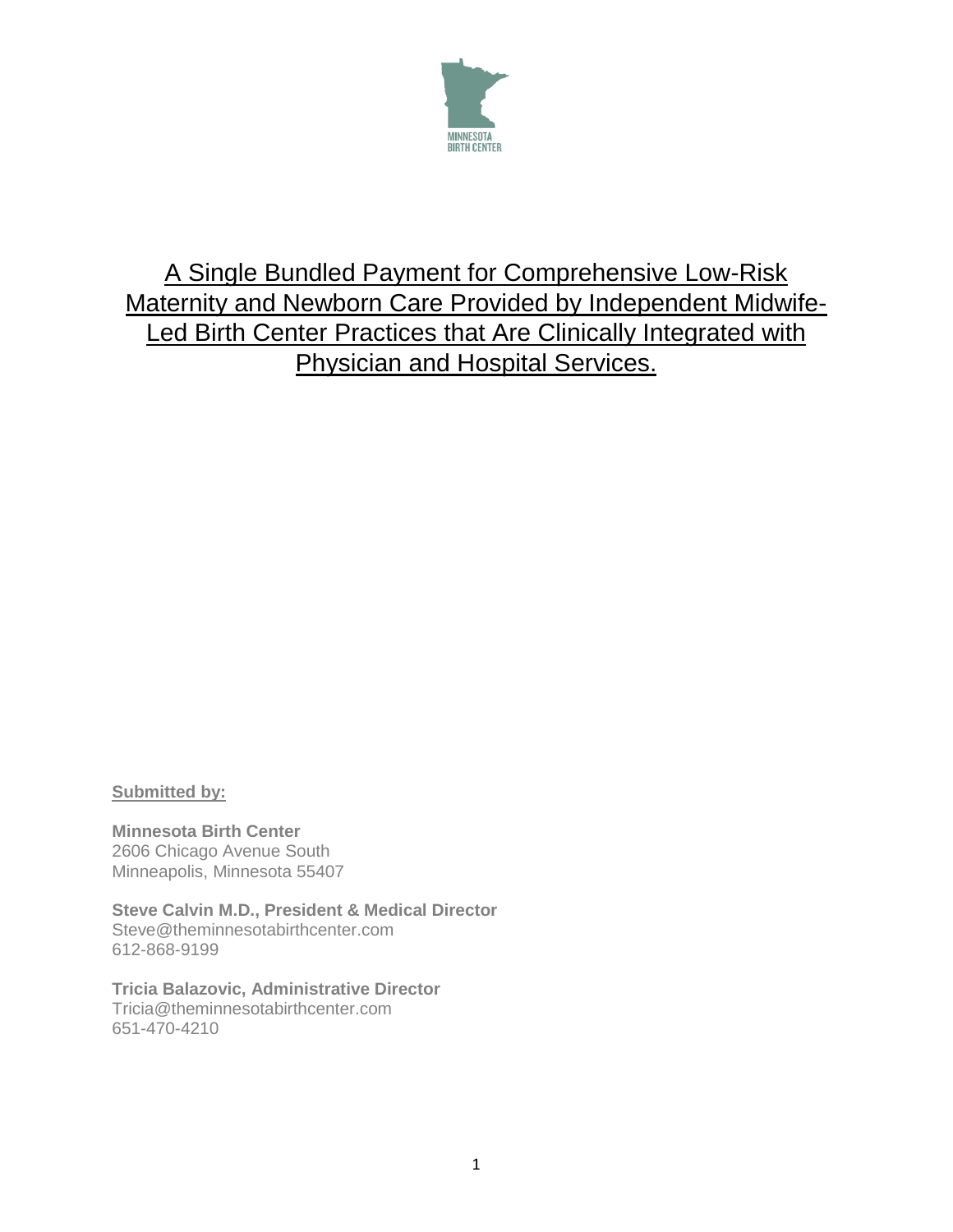MINNESOTA BIRTH CENTER

# A Single Bundled Payment for Comprehensive Low-Risk Maternity and Newborn Care Provided by Independent Midwife-Led Birth Center Practices that Are Clinically Integrated with Physician and Hospital Services.

**Submitted by:**

**Minnesota Birth Center**
2606 Chicago Avenue South
Minneapolis, Minnesota 55407

**Steve Calvin M.D., President & Medical Director**
Steve@theminnesotabirthcenter.com
612-868-9199

**Tricia Balazovic, Administrative Director**
Tricia@theminnesotabirthcenter.com
651-470-4210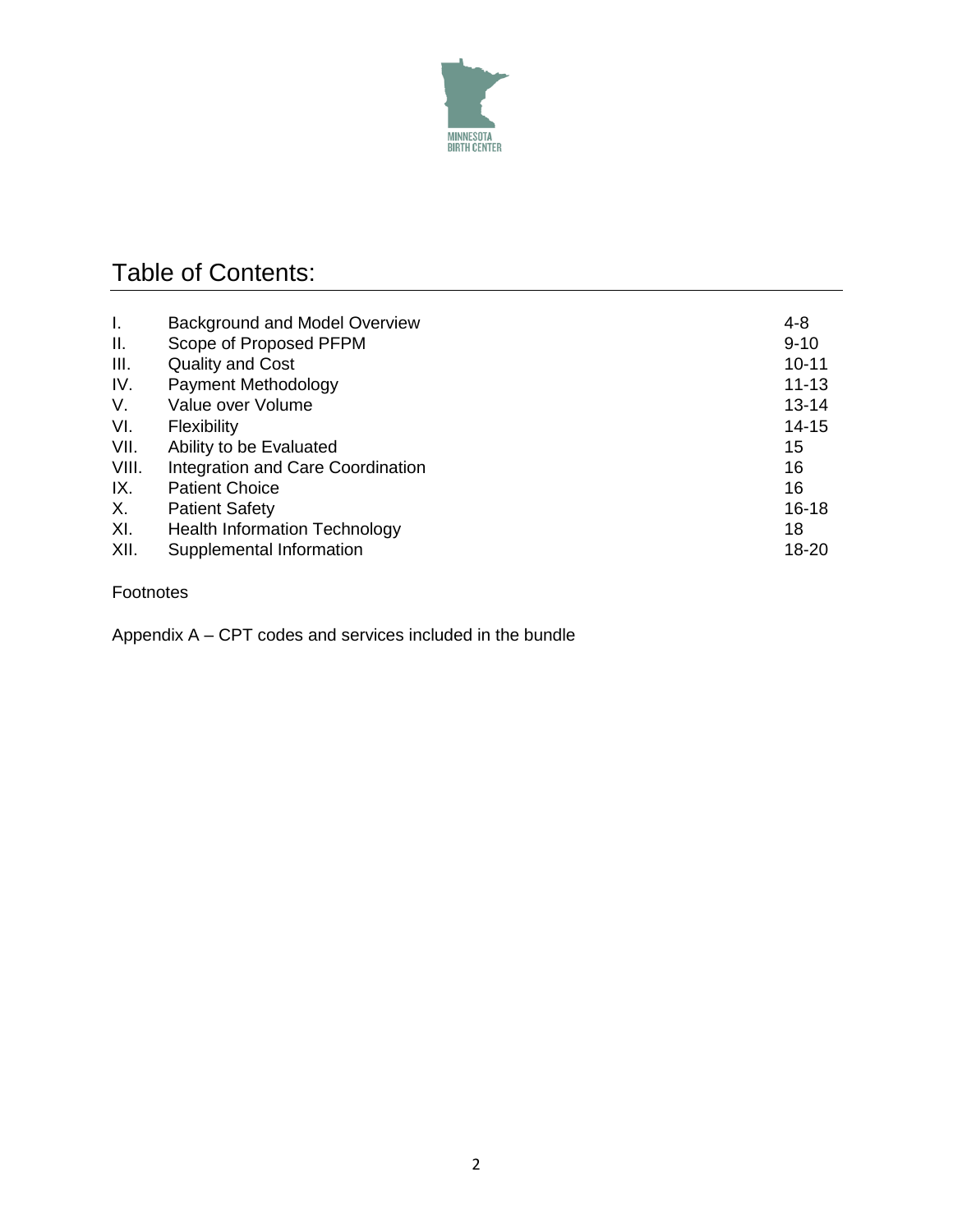MINNESOTA BIRTH CENTER

# Table of Contents:

| | | |
|---|---|---|
| I. | Background and Model Overview | 4-8 |
| II. | Scope of Proposed PFPM | 9-10 |
| III. | Quality and Cost | 10-11 |
| IV. | Payment Methodology | 11-13 |
| V. | Value over Volume | 13-14 |
| VI. | Flexibility | 14-15 |
| VII. | Ability to be Evaluated | 15 |
| VIII. | Integration and Care Coordination | 16 |
| IX. | Patient Choice | 16 |
| X. | Patient Safety | 16-18 |
| XI. | Health Information Technology | 18 |
| XII. | Supplemental Information | 18-20 |

Footnotes

Appendix A – CPT codes and services included in the bundle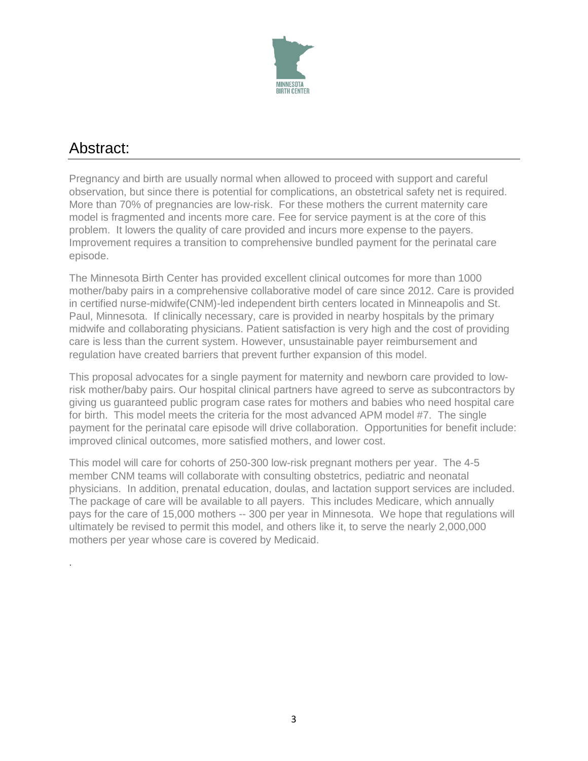MINNESOTA BIRTH CENTER

## Abstract:

Pregnancy and birth are usually normal when allowed to proceed with support and careful observation, but since there is potential for complications, an obstetrical safety net is required. More than 70% of pregnancies are low-risk. For these mothers the current maternity care model is fragmented and incents more care. Fee for service payment is at the core of this problem. It lowers the quality of care provided and incurs more expense to the payers. Improvement requires a transition to comprehensive bundled payment for the perinatal care episode.

The Minnesota Birth Center has provided excellent clinical outcomes for more than 1000 mother/baby pairs in a comprehensive collaborative model of care since 2012. Care is provided in certified nurse-midwife(CNM)-led independent birth centers located in Minneapolis and St. Paul, Minnesota. If clinically necessary, care is provided in nearby hospitals by the primary midwife and collaborating physicians. Patient satisfaction is very high and the cost of providing care is less than the current system. However, unsustainable payer reimbursement and regulation have created barriers that prevent further expansion of this model.

This proposal advocates for a single payment for maternity and newborn care provided to low-risk mother/baby pairs. Our hospital clinical partners have agreed to serve as subcontractors by giving us guaranteed public program case rates for mothers and babies who need hospital care for birth. This model meets the criteria for the most advanced APM model #7. The single payment for the perinatal care episode will drive collaboration. Opportunities for benefit include: improved clinical outcomes, more satisfied mothers, and lower cost.

This model will care for cohorts of 250-300 low-risk pregnant mothers per year. The 4-5 member CNM teams will collaborate with consulting obstetrics, pediatric and neonatal physicians. In addition, prenatal education, doulas, and lactation support services are included. The package of care will be available to all payers. This includes Medicare, which annually pays for the care of 15,000 mothers -- 300 per year in Minnesota. We hope that regulations will ultimately be revised to permit this model, and others like it, to serve the nearly 2,000,000 mothers per year whose care is covered by Medicaid.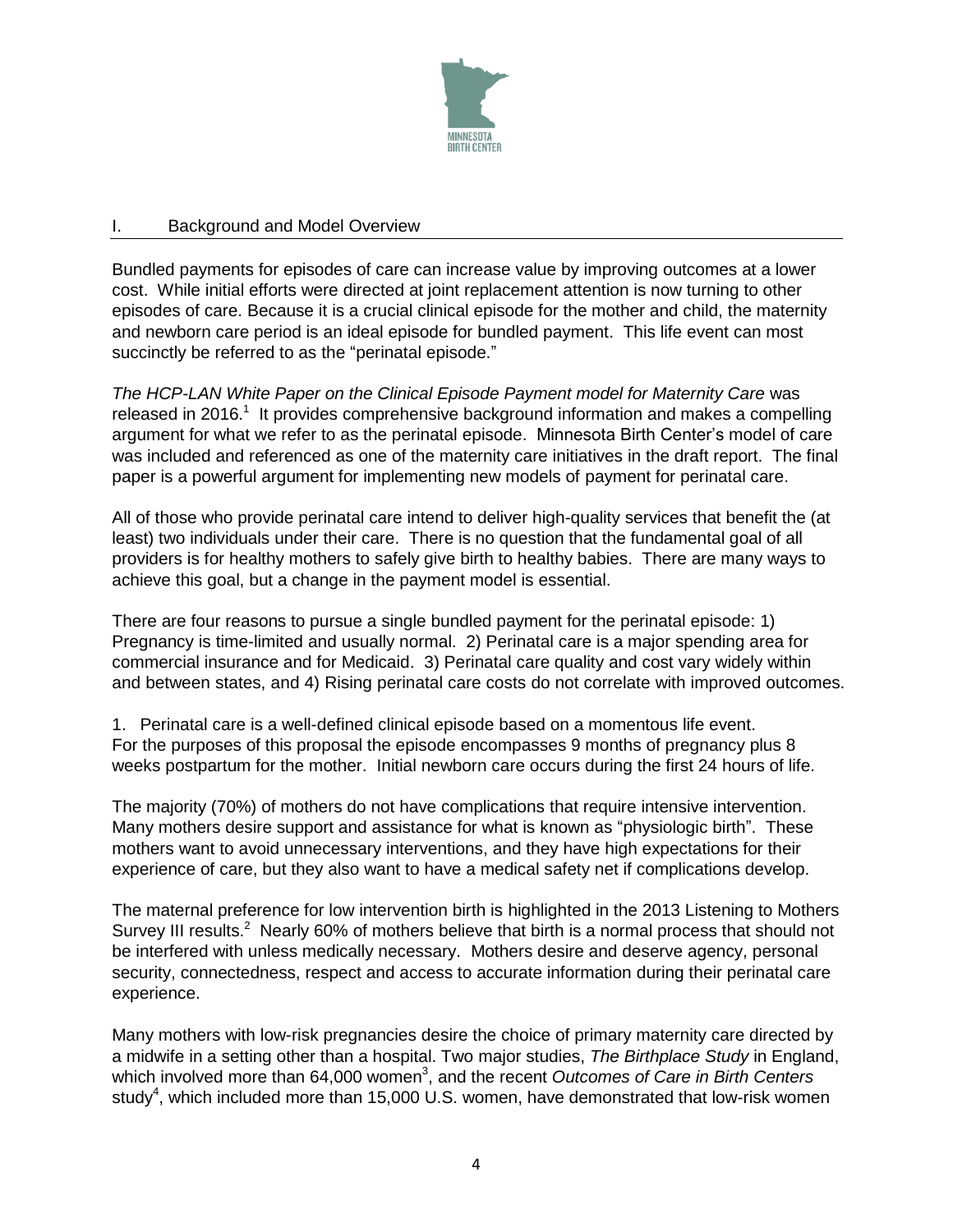## I. Background and Model Overview

Bundled payments for episodes of care can increase value by improving outcomes at a lower cost. While initial efforts were directed at joint replacement attention is now turning to other episodes of care. Because it is a crucial clinical episode for the mother and child, the maternity and newborn care period is an ideal episode for bundled payment. This life event can most succinctly be referred to as the "perinatal episode."

*The HCP-LAN White Paper on the Clinical Episode Payment model for Maternity Care* was released in 2016.[1] It provides comprehensive background information and makes a compelling argument for what we refer to as the perinatal episode. Minnesota Birth Center's model of care was included and referenced as one of the maternity care initiatives in the draft report. The final paper is a powerful argument for implementing new models of payment for perinatal care.

All of those who provide perinatal care intend to deliver high-quality services that benefit the (at least) two individuals under their care. There is no question that the fundamental goal of all providers is for healthy mothers to safely give birth to healthy babies. There are many ways to achieve this goal, but a change in the payment model is essential.

There are four reasons to pursue a single bundled payment for the perinatal episode: 1) Pregnancy is time-limited and usually normal. 2) Perinatal care is a major spending area for commercial insurance and for Medicaid. 3) Perinatal care quality and cost vary widely within and between states, and 4) Rising perinatal care costs do not correlate with improved outcomes.

1. Perinatal care is a well-defined clinical episode based on a momentous life event. For the purposes of this proposal the episode encompasses 9 months of pregnancy plus 8 weeks postpartum for the mother. Initial newborn care occurs during the first 24 hours of life.

The majority (70%) of mothers do not have complications that require intensive intervention. Many mothers desire support and assistance for what is known as "physiologic birth". These mothers want to avoid unnecessary interventions, and they have high expectations for their experience of care, but they also want to have a medical safety net if complications develop.

The maternal preference for low intervention birth is highlighted in the 2013 Listening to Mothers Survey III results.[2] Nearly 60% of mothers believe that birth is a normal process that should not be interfered with unless medically necessary. Mothers desire and deserve agency, personal security, connectedness, respect and access to accurate information during their perinatal care experience.

Many mothers with low-risk pregnancies desire the choice of primary maternity care directed by a midwife in a setting other than a hospital. Two major studies, *The Birthplace Study* in England, which involved more than 64,000 women[3], and the recent *Outcomes of Care in Birth Centers* study[4], which included more than 15,000 U.S. women, have demonstrated that low-risk women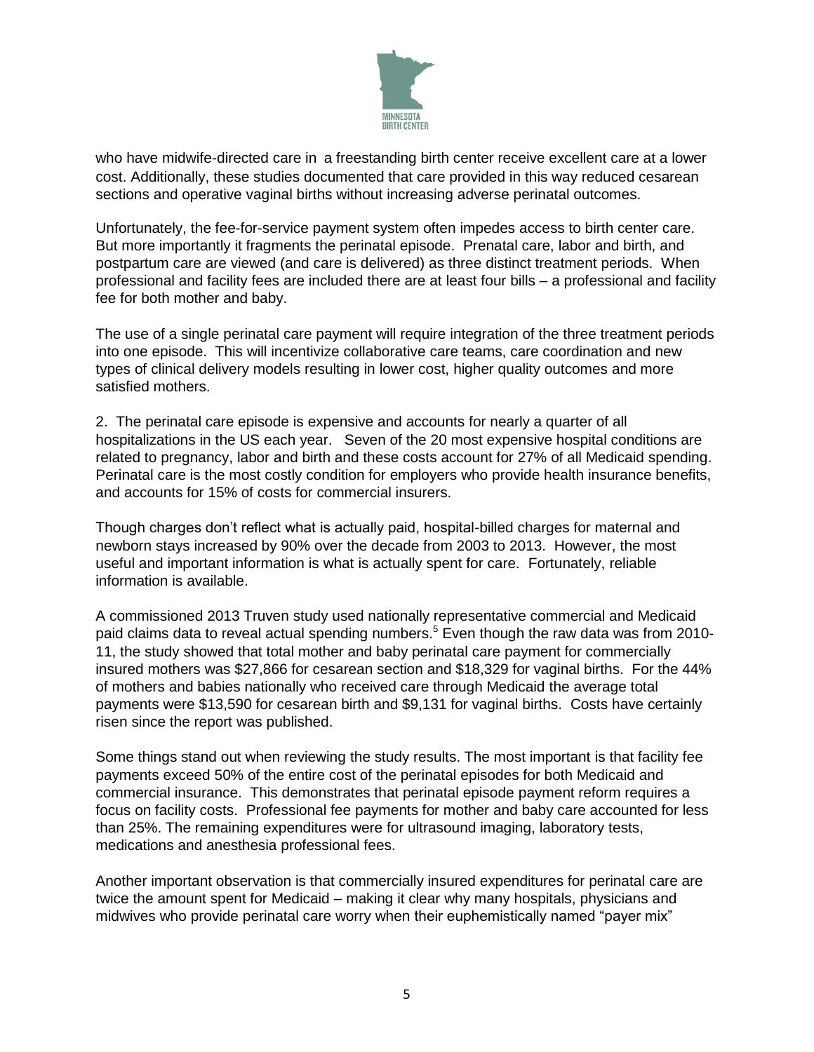who have midwife-directed care in a freestanding birth center receive excellent care at a lower cost. Additionally, these studies documented that care provided in this way reduced cesarean sections and operative vaginal births without increasing adverse perinatal outcomes.

Unfortunately, the fee-for-service payment system often impedes access to birth center care. But more importantly it fragments the perinatal episode. Prenatal care, labor and birth, and postpartum care are viewed (and care is delivered) as three distinct treatment periods. When professional and facility fees are included there are at least four bills – a professional and facility fee for both mother and baby.

The use of a single perinatal care payment will require integration of the three treatment periods into one episode. This will incentivize collaborative care teams, care coordination and new types of clinical delivery models resulting in lower cost, higher quality outcomes and more satisfied mothers.

2. The perinatal care episode is expensive and accounts for nearly a quarter of all hospitalizations in the US each year. Seven of the 20 most expensive hospital conditions are related to pregnancy, labor and birth and these costs account for 27% of all Medicaid spending. Perinatal care is the most costly condition for employers who provide health insurance benefits, and accounts for 15% of costs for commercial insurers.

Though charges don't reflect what is actually paid, hospital-billed charges for maternal and newborn stays increased by 90% over the decade from 2003 to 2013. However, the most useful and important information is what is actually spent for care. Fortunately, reliable information is available.

A commissioned 2013 Truven study used nationally representative commercial and Medicaid paid claims data to reveal actual spending numbers.[5] Even though the raw data was from 2010-11, the study showed that total mother and baby perinatal care payment for commercially insured mothers was $27,866 for cesarean section and $18,329 for vaginal births. For the 44% of mothers and babies nationally who received care through Medicaid the average total payments were $13,590 for cesarean birth and $9,131 for vaginal births. Costs have certainly risen since the report was published.

Some things stand out when reviewing the study results. The most important is that facility fee payments exceed 50% of the entire cost of the perinatal episodes for both Medicaid and commercial insurance. This demonstrates that perinatal episode payment reform requires a focus on facility costs. Professional fee payments for mother and baby care accounted for less than 25%. The remaining expenditures were for ultrasound imaging, laboratory tests, medications and anesthesia professional fees.

Another important observation is that commercially insured expenditures for perinatal care are twice the amount spent for Medicaid – making it clear why many hospitals, physicians and midwives who provide perinatal care worry when their euphemistically named "payer mix"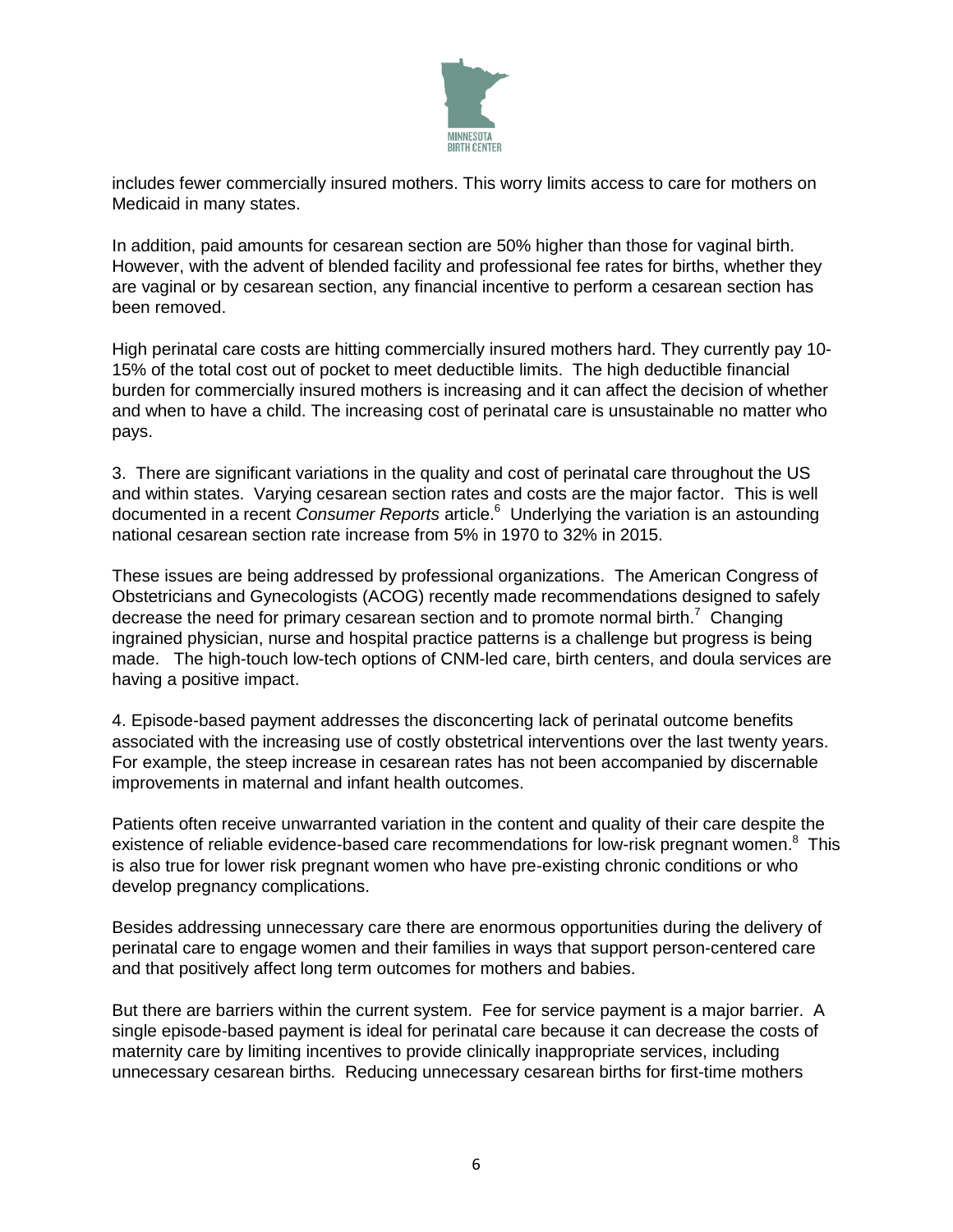includes fewer commercially insured mothers. This worry limits access to care for mothers on Medicaid in many states.

In addition, paid amounts for cesarean section are 50% higher than those for vaginal birth. However, with the advent of blended facility and professional fee rates for births, whether they are vaginal or by cesarean section, any financial incentive to perform a cesarean section has been removed.

High perinatal care costs are hitting commercially insured mothers hard. They currently pay 10-15% of the total cost out of pocket to meet deductible limits. The high deductible financial burden for commercially insured mothers is increasing and it can affect the decision of whether and when to have a child. The increasing cost of perinatal care is unsustainable no matter who pays.

3. There are significant variations in the quality and cost of perinatal care throughout the US and within states. Varying cesarean section rates and costs are the major factor. This is well documented in a recent *Consumer Reports* article.[6] Underlying the variation is an astounding national cesarean section rate increase from 5% in 1970 to 32% in 2015.

These issues are being addressed by professional organizations. The American Congress of Obstetricians and Gynecologists (ACOG) recently made recommendations designed to safely decrease the need for primary cesarean section and to promote normal birth.[7] Changing ingrained physician, nurse and hospital practice patterns is a challenge but progress is being made. The high-touch low-tech options of CNM-led care, birth centers, and doula services are having a positive impact.

4. Episode-based payment addresses the disconcerting lack of perinatal outcome benefits associated with the increasing use of costly obstetrical interventions over the last twenty years. For example, the steep increase in cesarean rates has not been accompanied by discernable improvements in maternal and infant health outcomes.

Patients often receive unwarranted variation in the content and quality of their care despite the existence of reliable evidence-based care recommendations for low-risk pregnant women.[8] This is also true for lower risk pregnant women who have pre-existing chronic conditions or who develop pregnancy complications.

Besides addressing unnecessary care there are enormous opportunities during the delivery of perinatal care to engage women and their families in ways that support person-centered care and that positively affect long term outcomes for mothers and babies.

But there are barriers within the current system. Fee for service payment is a major barrier. A single episode-based payment is ideal for perinatal care because it can decrease the costs of maternity care by limiting incentives to provide clinically inappropriate services, including unnecessary cesarean births. Reducing unnecessary cesarean births for first-time mothers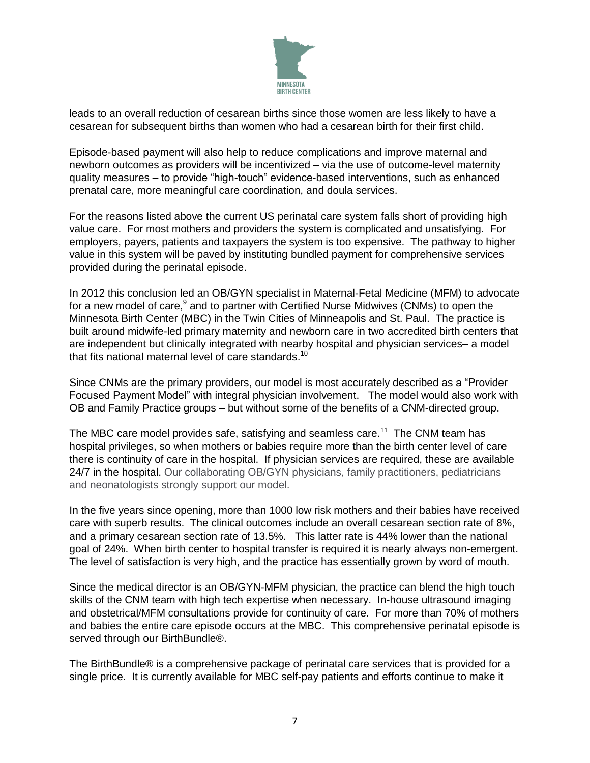leads to an overall reduction of cesarean births since those women are less likely to have a cesarean for subsequent births than women who had a cesarean birth for their first child.

Episode-based payment will also help to reduce complications and improve maternal and newborn outcomes as providers will be incentivized – via the use of outcome-level maternity quality measures – to provide "high-touch" evidence-based interventions, such as enhanced prenatal care, more meaningful care coordination, and doula services.

For the reasons listed above the current US perinatal care system falls short of providing high value care. For most mothers and providers the system is complicated and unsatisfying. For employers, payers, patients and taxpayers the system is too expensive. The pathway to higher value in this system will be paved by instituting bundled payment for comprehensive services provided during the perinatal episode.

In 2012 this conclusion led an OB/GYN specialist in Maternal-Fetal Medicine (MFM) to advocate for a new model of care,[9] and to partner with Certified Nurse Midwives (CNMs) to open the Minnesota Birth Center (MBC) in the Twin Cities of Minneapolis and St. Paul. The practice is built around midwife-led primary maternity and newborn care in two accredited birth centers that are independent but clinically integrated with nearby hospital and physician services– a model that fits national maternal level of care standards.[10]

Since CNMs are the primary providers, our model is most accurately described as a "Provider Focused Payment Model" with integral physician involvement. The model would also work with OB and Family Practice groups – but without some of the benefits of a CNM-directed group.

The MBC care model provides safe, satisfying and seamless care.[11] The CNM team has hospital privileges, so when mothers or babies require more than the birth center level of care there is continuity of care in the hospital. If physician services are required, these are available 24/7 in the hospital. Our collaborating OB/GYN physicians, family practitioners, pediatricians and neonatologists strongly support our model.

In the five years since opening, more than 1000 low risk mothers and their babies have received care with superb results. The clinical outcomes include an overall cesarean section rate of 8%, and a primary cesarean section rate of 13.5%. This latter rate is 44% lower than the national goal of 24%. When birth center to hospital transfer is required it is nearly always non-emergent. The level of satisfaction is very high, and the practice has essentially grown by word of mouth.

Since the medical director is an OB/GYN-MFM physician, the practice can blend the high touch skills of the CNM team with high tech expertise when necessary. In-house ultrasound imaging and obstetrical/MFM consultations provide for continuity of care. For more than 70% of mothers and babies the entire care episode occurs at the MBC. This comprehensive perinatal episode is served through our BirthBundle®.

The BirthBundle® is a comprehensive package of perinatal care services that is provided for a single price. It is currently available for MBC self-pay patients and efforts continue to make it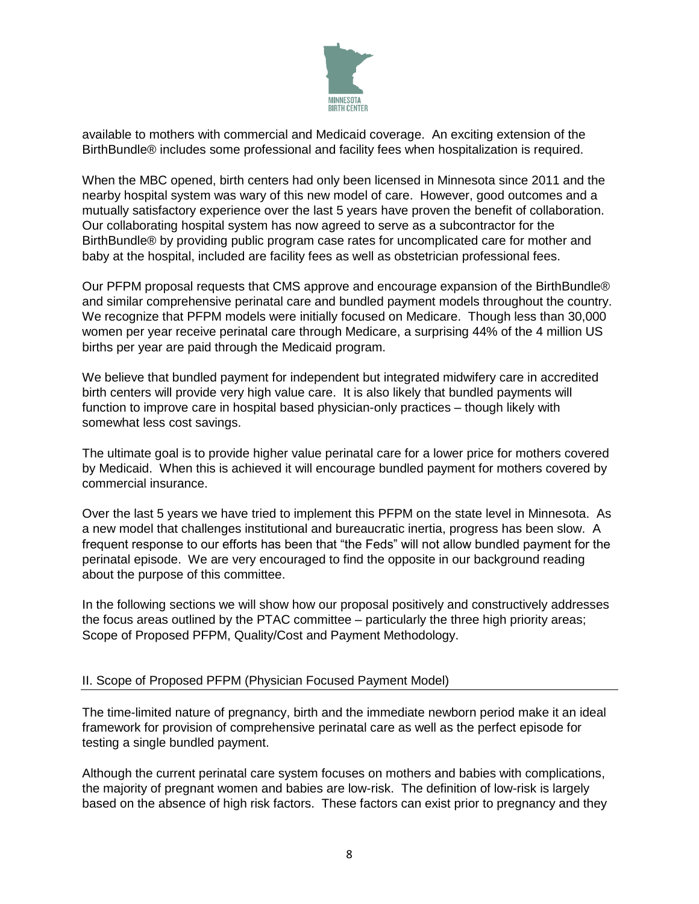available to mothers with commercial and Medicaid coverage. An exciting extension of the BirthBundle® includes some professional and facility fees when hospitalization is required.

When the MBC opened, birth centers had only been licensed in Minnesota since 2011 and the nearby hospital system was wary of this new model of care. However, good outcomes and a mutually satisfactory experience over the last 5 years have proven the benefit of collaboration. Our collaborating hospital system has now agreed to serve as a subcontractor for the BirthBundle® by providing public program case rates for uncomplicated care for mother and baby at the hospital, included are facility fees as well as obstetrician professional fees.

Our PFPM proposal requests that CMS approve and encourage expansion of the BirthBundle® and similar comprehensive perinatal care and bundled payment models throughout the country. We recognize that PFPM models were initially focused on Medicare. Though less than 30,000 women per year receive perinatal care through Medicare, a surprising 44% of the 4 million US births per year are paid through the Medicaid program.

We believe that bundled payment for independent but integrated midwifery care in accredited birth centers will provide very high value care. It is also likely that bundled payments will function to improve care in hospital based physician-only practices – though likely with somewhat less cost savings.

The ultimate goal is to provide higher value perinatal care for a lower price for mothers covered by Medicaid. When this is achieved it will encourage bundled payment for mothers covered by commercial insurance.

Over the last 5 years we have tried to implement this PFPM on the state level in Minnesota. As a new model that challenges institutional and bureaucratic inertia, progress has been slow. A frequent response to our efforts has been that "the Feds" will not allow bundled payment for the perinatal episode. We are very encouraged to find the opposite in our background reading about the purpose of this committee.

In the following sections we will show how our proposal positively and constructively addresses the focus areas outlined by the PTAC committee – particularly the three high priority areas; Scope of Proposed PFPM, Quality/Cost and Payment Methodology.

## II. Scope of Proposed PFPM (Physician Focused Payment Model)

The time-limited nature of pregnancy, birth and the immediate newborn period make it an ideal framework for provision of comprehensive perinatal care as well as the perfect episode for testing a single bundled payment.

Although the current perinatal care system focuses on mothers and babies with complications, the majority of pregnant women and babies are low-risk. The definition of low-risk is largely based on the absence of high risk factors. These factors can exist prior to pregnancy and they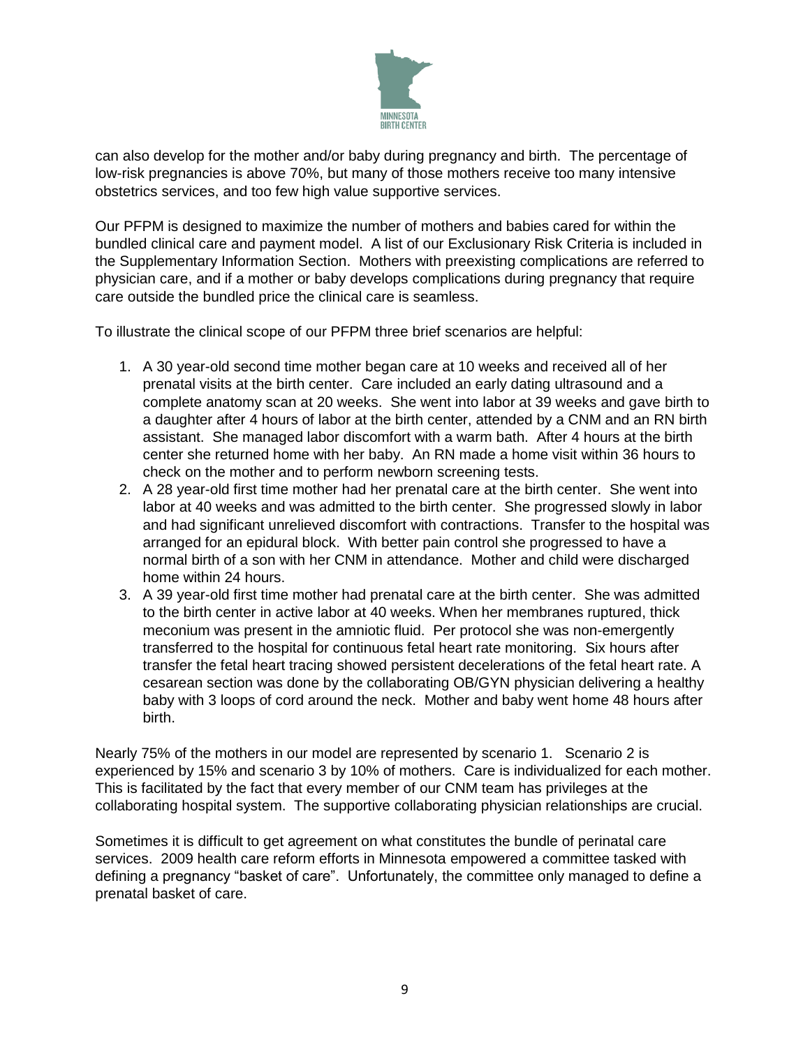can also develop for the mother and/or baby during pregnancy and birth. The percentage of low-risk pregnancies is above 70%, but many of those mothers receive too many intensive obstetrics services, and too few high value supportive services.

Our PFPM is designed to maximize the number of mothers and babies cared for within the bundled clinical care and payment model. A list of our Exclusionary Risk Criteria is included in the Supplementary Information Section. Mothers with preexisting complications are referred to physician care, and if a mother or baby develops complications during pregnancy that require care outside the bundled price the clinical care is seamless.

To illustrate the clinical scope of our PFPM three brief scenarios are helpful:

1. A 30 year-old second time mother began care at 10 weeks and received all of her prenatal visits at the birth center. Care included an early dating ultrasound and a complete anatomy scan at 20 weeks. She went into labor at 39 weeks and gave birth to a daughter after 4 hours of labor at the birth center, attended by a CNM and an RN birth assistant. She managed labor discomfort with a warm bath. After 4 hours at the birth center she returned home with her baby. An RN made a home visit within 36 hours to check on the mother and to perform newborn screening tests.
2. A 28 year-old first time mother had her prenatal care at the birth center. She went into labor at 40 weeks and was admitted to the birth center. She progressed slowly in labor and had significant unrelieved discomfort with contractions. Transfer to the hospital was arranged for an epidural block. With better pain control she progressed to have a normal birth of a son with her CNM in attendance. Mother and child were discharged home within 24 hours.
3. A 39 year-old first time mother had prenatal care at the birth center. She was admitted to the birth center in active labor at 40 weeks. When her membranes ruptured, thick meconium was present in the amniotic fluid. Per protocol she was non-emergently transferred to the hospital for continuous fetal heart rate monitoring. Six hours after transfer the fetal heart tracing showed persistent decelerations of the fetal heart rate. A cesarean section was done by the collaborating OB/GYN physician delivering a healthy baby with 3 loops of cord around the neck. Mother and baby went home 48 hours after birth.

Nearly 75% of the mothers in our model are represented by scenario 1. Scenario 2 is experienced by 15% and scenario 3 by 10% of mothers. Care is individualized for each mother. This is facilitated by the fact that every member of our CNM team has privileges at the collaborating hospital system. The supportive collaborating physician relationships are crucial.

Sometimes it is difficult to get agreement on what constitutes the bundle of perinatal care services. 2009 health care reform efforts in Minnesota empowered a committee tasked with defining a pregnancy "basket of care". Unfortunately, the committee only managed to define a prenatal basket of care.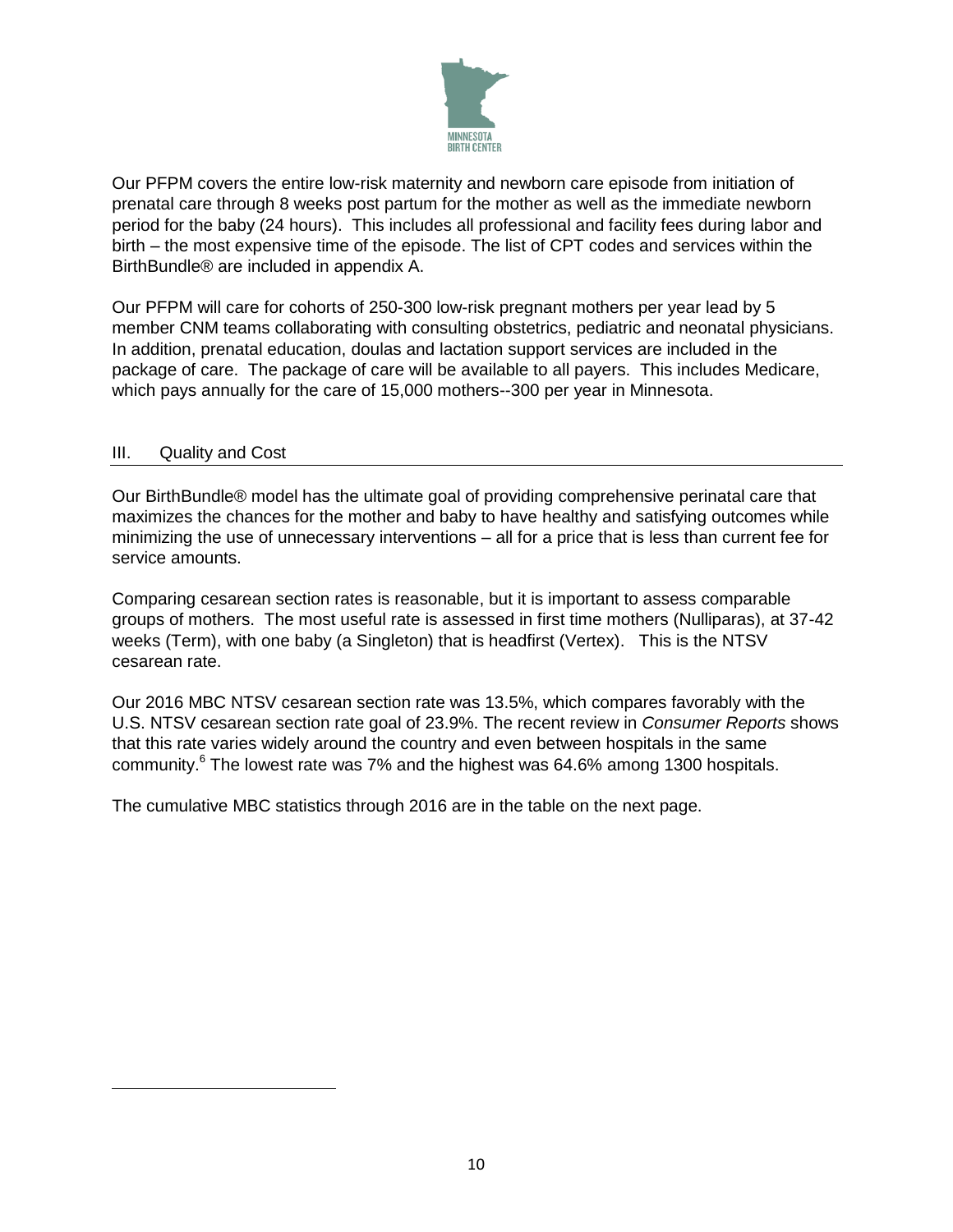Our PFPM covers the entire low-risk maternity and newborn care episode from initiation of prenatal care through 8 weeks post partum for the mother as well as the immediate newborn period for the baby (24 hours). This includes all professional and facility fees during labor and birth – the most expensive time of the episode. The list of CPT codes and services within the BirthBundle® are included in appendix A.

Our PFPM will care for cohorts of 250-300 low-risk pregnant mothers per year lead by 5 member CNM teams collaborating with consulting obstetrics, pediatric and neonatal physicians. In addition, prenatal education, doulas and lactation support services are included in the package of care. The package of care will be available to all payers. This includes Medicare, which pays annually for the care of 15,000 mothers--300 per year in Minnesota.

## III. Quality and Cost

Our BirthBundle® model has the ultimate goal of providing comprehensive perinatal care that maximizes the chances for the mother and baby to have healthy and satisfying outcomes while minimizing the use of unnecessary interventions – all for a price that is less than current fee for service amounts.

Comparing cesarean section rates is reasonable, but it is important to assess comparable groups of mothers. The most useful rate is assessed in first time mothers (Nulliparas), at 37-42 weeks (Term), with one baby (a Singleton) that is headfirst (Vertex). This is the NTSV cesarean rate.

Our 2016 MBC NTSV cesarean section rate was 13.5%, which compares favorably with the U.S. NTSV cesarean section rate goal of 23.9%. The recent review in *Consumer Reports* shows that this rate varies widely around the country and even between hospitals in the same community.[6] The lowest rate was 7% and the highest was 64.6% among 1300 hospitals.

The cumulative MBC statistics through 2016 are in the table on the next page.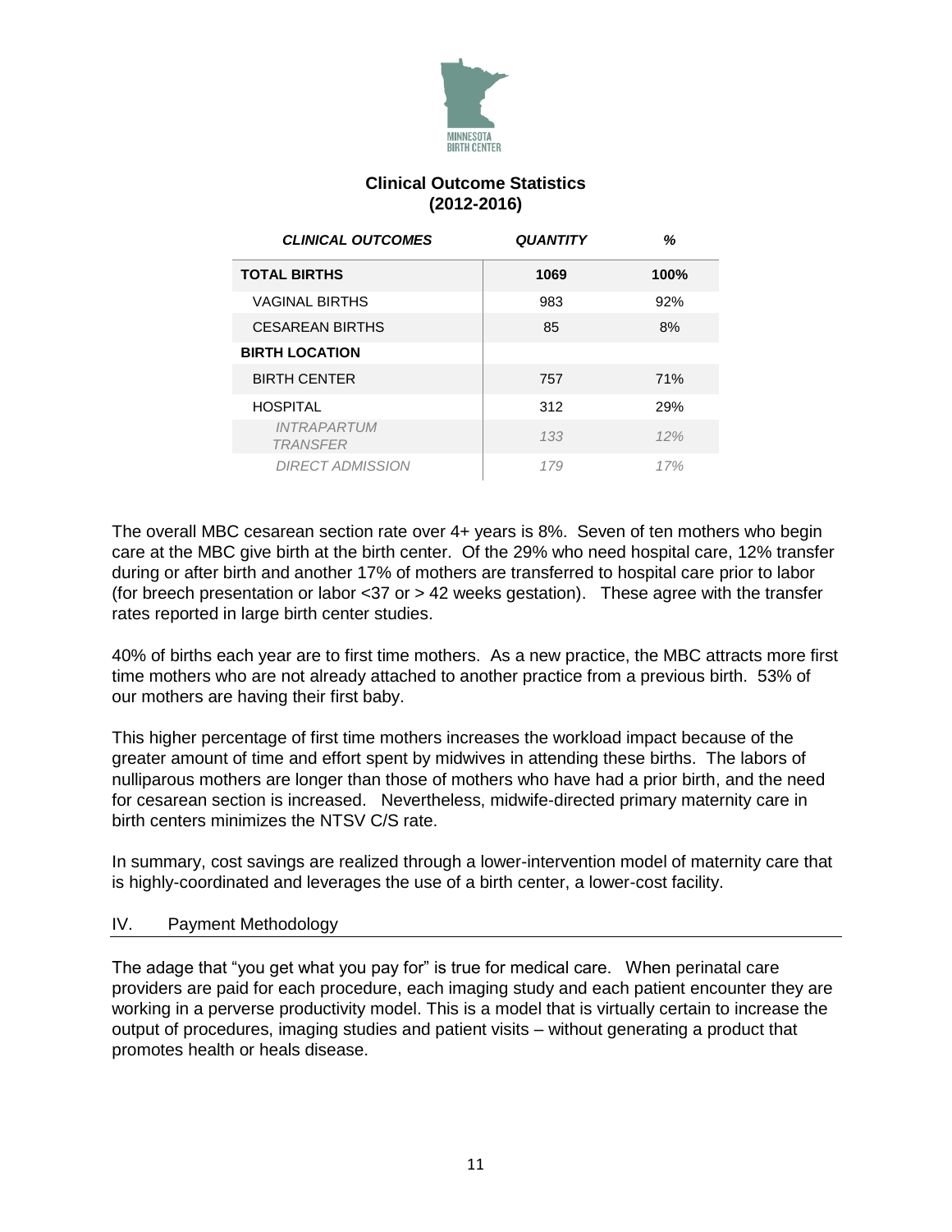MINNESOTA BIRTH CENTER

## Clinical Outcome Statistics (2012-2016)

| *CLINICAL OUTCOMES* | *QUANTITY* | *%* |
|---|---|---|
| **TOTAL BIRTHS** | **1069** | **100%** |
| VAGINAL BIRTHS | 983 | 92% |
| CESAREAN BIRTHS | 85 | 8% |
| **BIRTH LOCATION** | | |
| BIRTH CENTER | 757 | 71% |
| HOSPITAL | 312 | 29% |
| *INTRAPARTUM TRANSFER* | *133* | *12%* |
| *DIRECT ADMISSION* | *179* | *17%* |

The overall MBC cesarean section rate over 4+ years is 8%. Seven of ten mothers who begin care at the MBC give birth at the birth center. Of the 29% who need hospital care, 12% transfer during or after birth and another 17% of mothers are transferred to hospital care prior to labor (for breech presentation or labor <37 or > 42 weeks gestation). These agree with the transfer rates reported in large birth center studies.

40% of births each year are to first time mothers. As a new practice, the MBC attracts more first time mothers who are not already attached to another practice from a previous birth. 53% of our mothers are having their first baby.

This higher percentage of first time mothers increases the workload impact because of the greater amount of time and effort spent by midwives in attending these births. The labors of nulliparous mothers are longer than those of mothers who have had a prior birth, and the need for cesarean section is increased. Nevertheless, midwife-directed primary maternity care in birth centers minimizes the NTSV C/S rate.

In summary, cost savings are realized through a lower-intervention model of maternity care that is highly-coordinated and leverages the use of a birth center, a lower-cost facility.

## IV. Payment Methodology

The adage that "you get what you pay for" is true for medical care. When perinatal care providers are paid for each procedure, each imaging study and each patient encounter they are working in a perverse productivity model. This is a model that is virtually certain to increase the output of procedures, imaging studies and patient visits – without generating a product that promotes health or heals disease.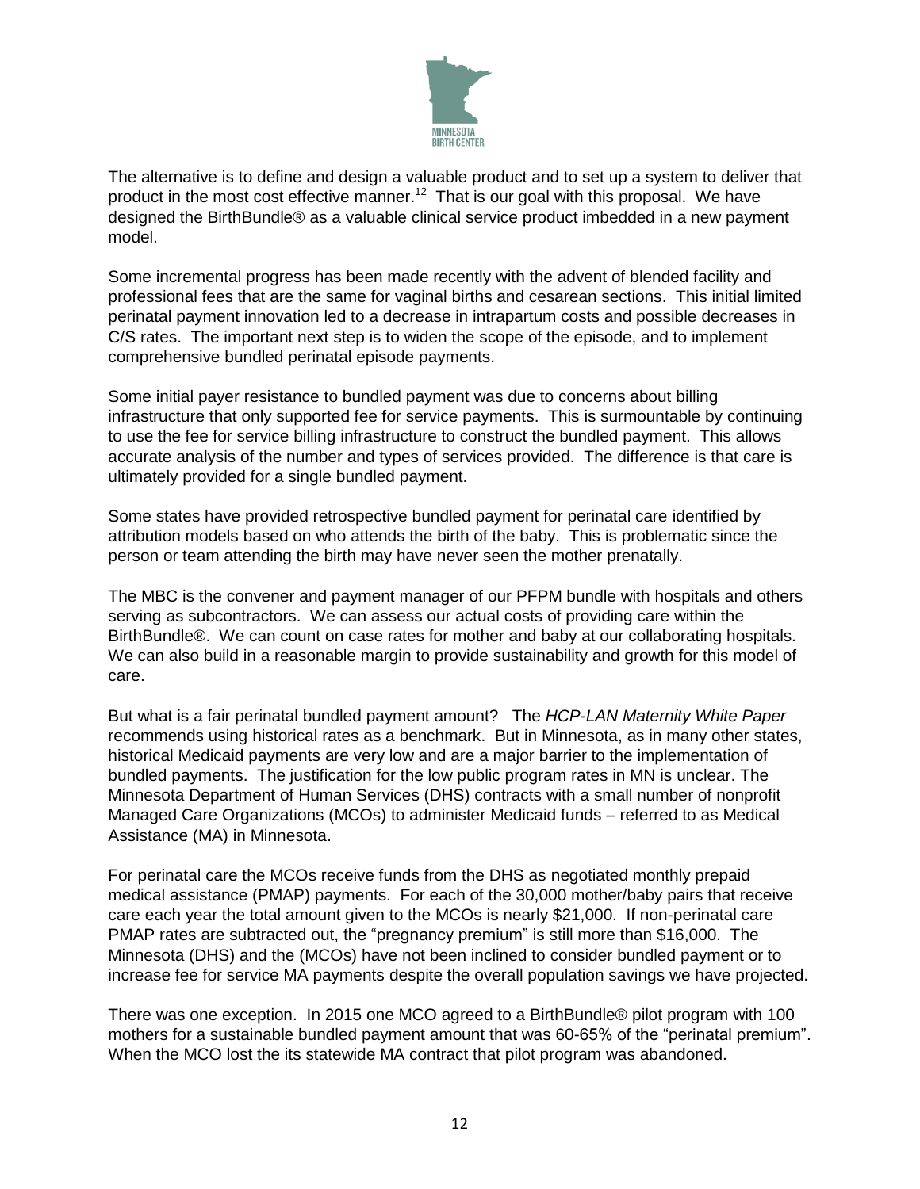The alternative is to define and design a valuable product and to set up a system to deliver that product in the most cost effective manner.[12] That is our goal with this proposal. We have designed the BirthBundle® as a valuable clinical service product imbedded in a new payment model.

Some incremental progress has been made recently with the advent of blended facility and professional fees that are the same for vaginal births and cesarean sections. This initial limited perinatal payment innovation led to a decrease in intrapartum costs and possible decreases in C/S rates. The important next step is to widen the scope of the episode, and to implement comprehensive bundled perinatal episode payments.

Some initial payer resistance to bundled payment was due to concerns about billing infrastructure that only supported fee for service payments. This is surmountable by continuing to use the fee for service billing infrastructure to construct the bundled payment. This allows accurate analysis of the number and types of services provided. The difference is that care is ultimately provided for a single bundled payment.

Some states have provided retrospective bundled payment for perinatal care identified by attribution models based on who attends the birth of the baby. This is problematic since the person or team attending the birth may have never seen the mother prenatally.

The MBC is the convener and payment manager of our PFPM bundle with hospitals and others serving as subcontractors. We can assess our actual costs of providing care within the BirthBundle®. We can count on case rates for mother and baby at our collaborating hospitals. We can also build in a reasonable margin to provide sustainability and growth for this model of care.

But what is a fair perinatal bundled payment amount? The *HCP-LAN Maternity White Paper* recommends using historical rates as a benchmark. But in Minnesota, as in many other states, historical Medicaid payments are very low and are a major barrier to the implementation of bundled payments. The justification for the low public program rates in MN is unclear. The Minnesota Department of Human Services (DHS) contracts with a small number of nonprofit Managed Care Organizations (MCOs) to administer Medicaid funds – referred to as Medical Assistance (MA) in Minnesota.

For perinatal care the MCOs receive funds from the DHS as negotiated monthly prepaid medical assistance (PMAP) payments. For each of the 30,000 mother/baby pairs that receive care each year the total amount given to the MCOs is nearly $21,000. If non-perinatal care PMAP rates are subtracted out, the "pregnancy premium" is still more than $16,000. The Minnesota (DHS) and the (MCOs) have not been inclined to consider bundled payment or to increase fee for service MA payments despite the overall population savings we have projected.

There was one exception. In 2015 one MCO agreed to a BirthBundle® pilot program with 100 mothers for a sustainable bundled payment amount that was 60-65% of the "perinatal premium". When the MCO lost the its statewide MA contract that pilot program was abandoned.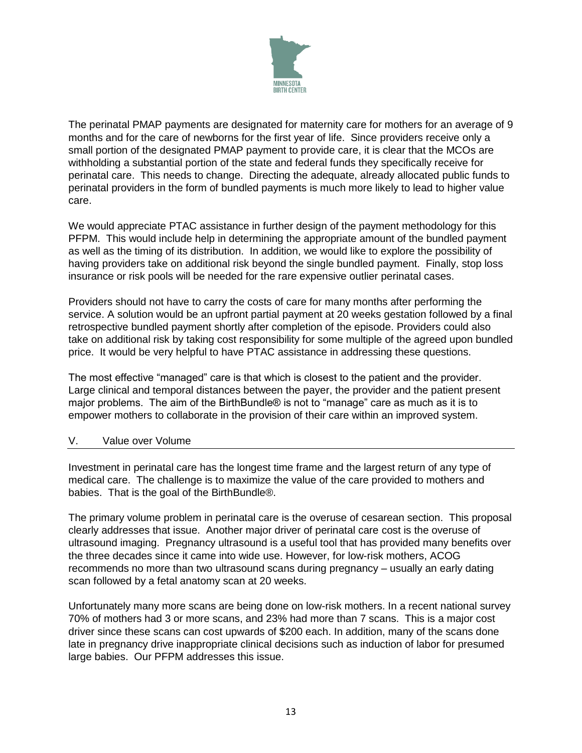The perinatal PMAP payments are designated for maternity care for mothers for an average of 9 months and for the care of newborns for the first year of life. Since providers receive only a small portion of the designated PMAP payment to provide care, it is clear that the MCOs are withholding a substantial portion of the state and federal funds they specifically receive for perinatal care. This needs to change. Directing the adequate, already allocated public funds to perinatal providers in the form of bundled payments is much more likely to lead to higher value care.

We would appreciate PTAC assistance in further design of the payment methodology for this PFPM. This would include help in determining the appropriate amount of the bundled payment as well as the timing of its distribution. In addition, we would like to explore the possibility of having providers take on additional risk beyond the single bundled payment. Finally, stop loss insurance or risk pools will be needed for the rare expensive outlier perinatal cases.

Providers should not have to carry the costs of care for many months after performing the service. A solution would be an upfront partial payment at 20 weeks gestation followed by a final retrospective bundled payment shortly after completion of the episode. Providers could also take on additional risk by taking cost responsibility for some multiple of the agreed upon bundled price. It would be very helpful to have PTAC assistance in addressing these questions.

The most effective "managed" care is that which is closest to the patient and the provider. Large clinical and temporal distances between the payer, the provider and the patient present major problems. The aim of the BirthBundle® is not to "manage" care as much as it is to empower mothers to collaborate in the provision of their care within an improved system.

## V. Value over Volume

Investment in perinatal care has the longest time frame and the largest return of any type of medical care. The challenge is to maximize the value of the care provided to mothers and babies. That is the goal of the BirthBundle®.

The primary volume problem in perinatal care is the overuse of cesarean section. This proposal clearly addresses that issue. Another major driver of perinatal care cost is the overuse of ultrasound imaging. Pregnancy ultrasound is a useful tool that has provided many benefits over the three decades since it came into wide use. However, for low-risk mothers, ACOG recommends no more than two ultrasound scans during pregnancy – usually an early dating scan followed by a fetal anatomy scan at 20 weeks.

Unfortunately many more scans are being done on low-risk mothers. In a recent national survey 70% of mothers had 3 or more scans, and 23% had more than 7 scans. This is a major cost driver since these scans can cost upwards of $200 each. In addition, many of the scans done late in pregnancy drive inappropriate clinical decisions such as induction of labor for presumed large babies. Our PFPM addresses this issue.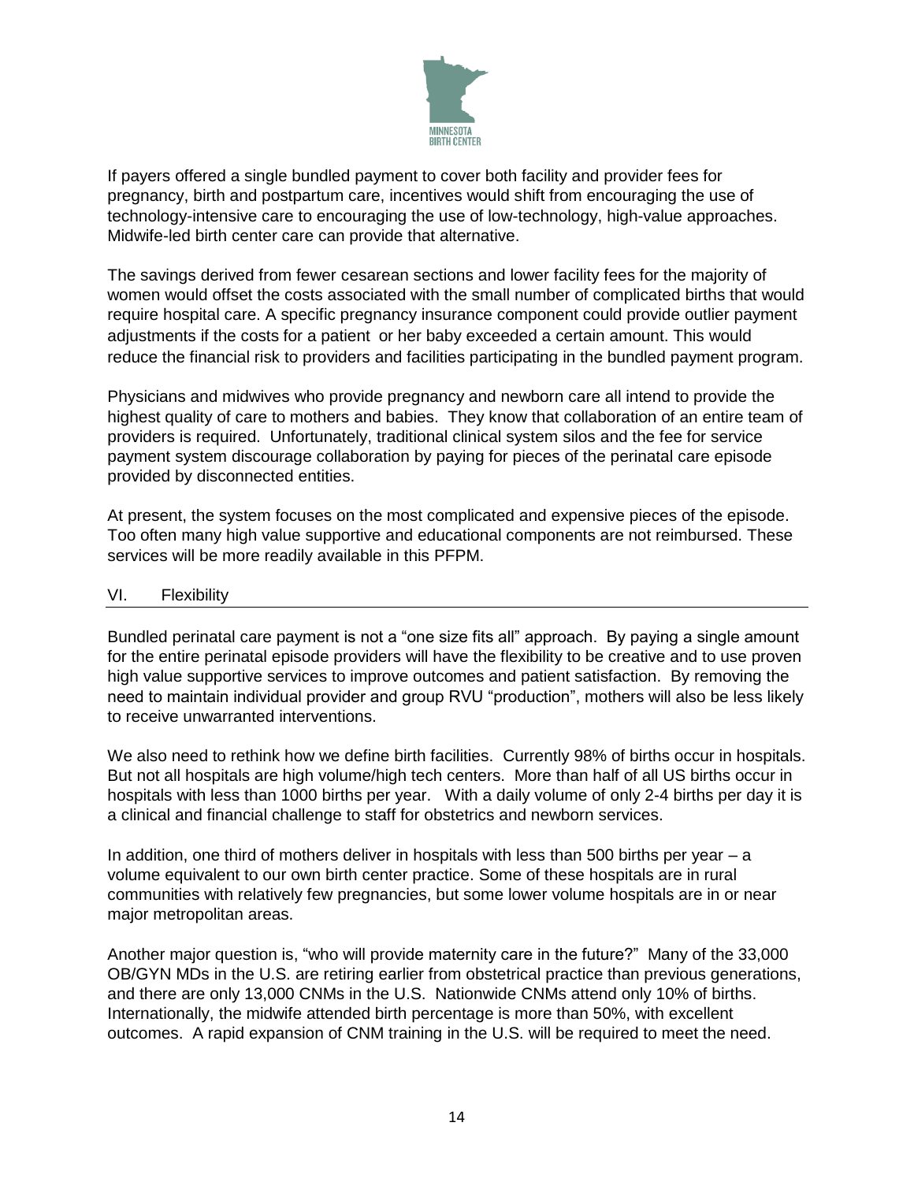If payers offered a single bundled payment to cover both facility and provider fees for pregnancy, birth and postpartum care, incentives would shift from encouraging the use of technology-intensive care to encouraging the use of low-technology, high-value approaches. Midwife-led birth center care can provide that alternative.

The savings derived from fewer cesarean sections and lower facility fees for the majority of women would offset the costs associated with the small number of complicated births that would require hospital care. A specific pregnancy insurance component could provide outlier payment adjustments if the costs for a patient or her baby exceeded a certain amount. This would reduce the financial risk to providers and facilities participating in the bundled payment program.

Physicians and midwives who provide pregnancy and newborn care all intend to provide the highest quality of care to mothers and babies. They know that collaboration of an entire team of providers is required. Unfortunately, traditional clinical system silos and the fee for service payment system discourage collaboration by paying for pieces of the perinatal care episode provided by disconnected entities.

At present, the system focuses on the most complicated and expensive pieces of the episode. Too often many high value supportive and educational components are not reimbursed. These services will be more readily available in this PFPM.

## VI. Flexibility

Bundled perinatal care payment is not a "one size fits all" approach. By paying a single amount for the entire perinatal episode providers will have the flexibility to be creative and to use proven high value supportive services to improve outcomes and patient satisfaction. By removing the need to maintain individual provider and group RVU "production", mothers will also be less likely to receive unwarranted interventions.

We also need to rethink how we define birth facilities. Currently 98% of births occur in hospitals. But not all hospitals are high volume/high tech centers. More than half of all US births occur in hospitals with less than 1000 births per year. With a daily volume of only 2-4 births per day it is a clinical and financial challenge to staff for obstetrics and newborn services.

In addition, one third of mothers deliver in hospitals with less than 500 births per year – a volume equivalent to our own birth center practice. Some of these hospitals are in rural communities with relatively few pregnancies, but some lower volume hospitals are in or near major metropolitan areas.

Another major question is, "who will provide maternity care in the future?" Many of the 33,000 OB/GYN MDs in the U.S. are retiring earlier from obstetrical practice than previous generations, and there are only 13,000 CNMs in the U.S. Nationwide CNMs attend only 10% of births. Internationally, the midwife attended birth percentage is more than 50%, with excellent outcomes. A rapid expansion of CNM training in the U.S. will be required to meet the need.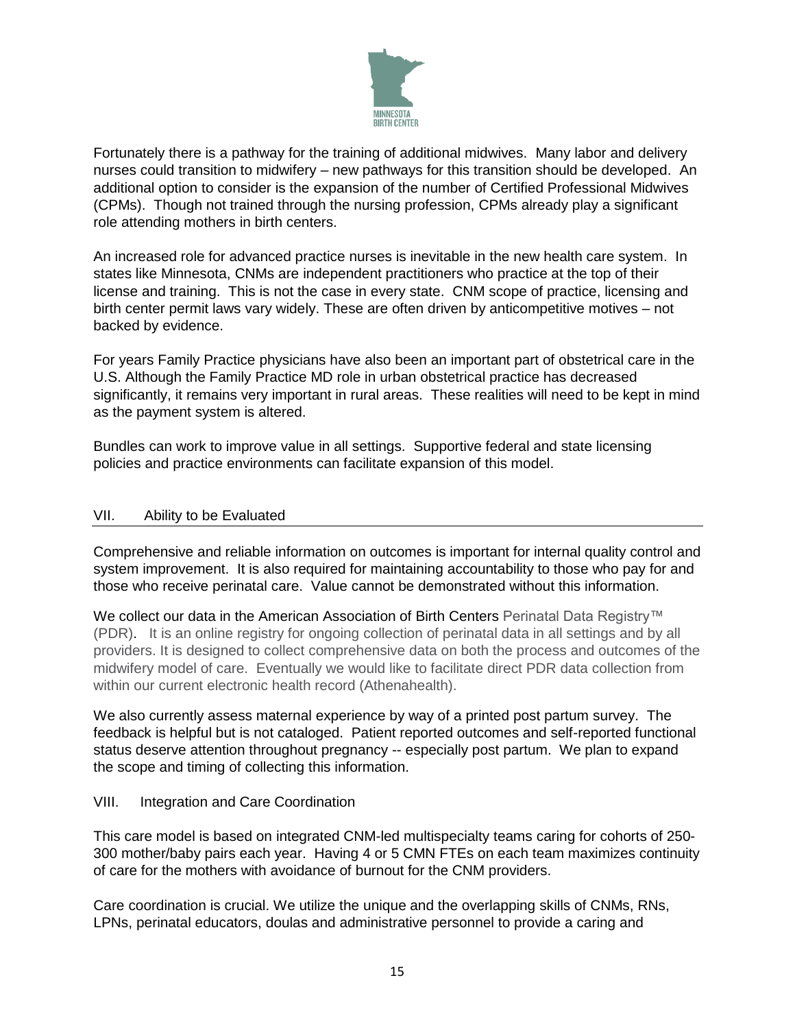Fortunately there is a pathway for the training of additional midwives. Many labor and delivery nurses could transition to midwifery – new pathways for this transition should be developed. An additional option to consider is the expansion of the number of Certified Professional Midwives (CPMs). Though not trained through the nursing profession, CPMs already play a significant role attending mothers in birth centers.

An increased role for advanced practice nurses is inevitable in the new health care system. In states like Minnesota, CNMs are independent practitioners who practice at the top of their license and training. This is not the case in every state. CNM scope of practice, licensing and birth center permit laws vary widely. These are often driven by anticompetitive motives – not backed by evidence.

For years Family Practice physicians have also been an important part of obstetrical care in the U.S. Although the Family Practice MD role in urban obstetrical practice has decreased significantly, it remains very important in rural areas. These realities will need to be kept in mind as the payment system is altered.

Bundles can work to improve value in all settings. Supportive federal and state licensing policies and practice environments can facilitate expansion of this model.

## VII. Ability to be Evaluated

Comprehensive and reliable information on outcomes is important for internal quality control and system improvement. It is also required for maintaining accountability to those who pay for and those who receive perinatal care. Value cannot be demonstrated without this information.

We collect our data in the American Association of Birth Centers Perinatal Data Registry™ (PDR). It is an online registry for ongoing collection of perinatal data in all settings and by all providers. It is designed to collect comprehensive data on both the process and outcomes of the midwifery model of care. Eventually we would like to facilitate direct PDR data collection from within our current electronic health record (Athenahealth).

We also currently assess maternal experience by way of a printed post partum survey. The feedback is helpful but is not cataloged. Patient reported outcomes and self-reported functional status deserve attention throughout pregnancy -- especially post partum. We plan to expand the scope and timing of collecting this information.

## VIII. Integration and Care Coordination

This care model is based on integrated CNM-led multispecialty teams caring for cohorts of 250-300 mother/baby pairs each year. Having 4 or 5 CMN FTEs on each team maximizes continuity of care for the mothers with avoidance of burnout for the CNM providers.

Care coordination is crucial. We utilize the unique and the overlapping skills of CNMs, RNs, LPNs, perinatal educators, doulas and administrative personnel to provide a caring and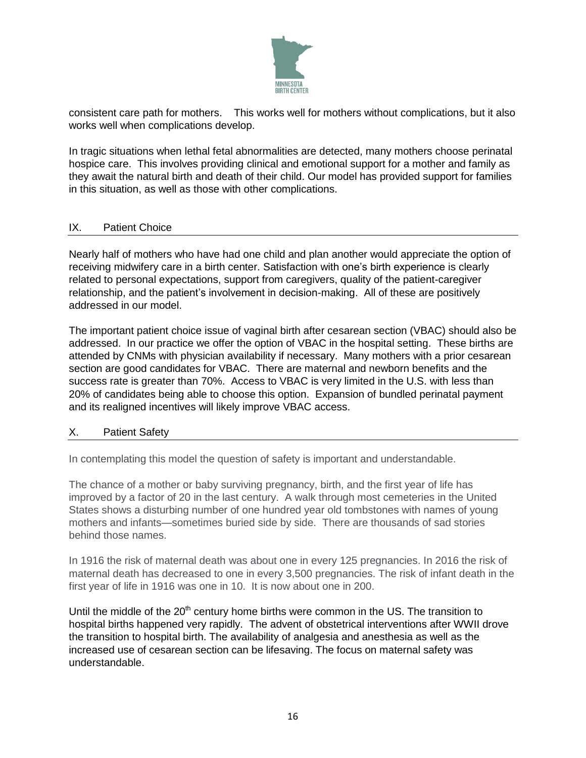consistent care path for mothers. This works well for mothers without complications, but it also works well when complications develop.

In tragic situations when lethal fetal abnormalities are detected, many mothers choose perinatal hospice care. This involves providing clinical and emotional support for a mother and family as they await the natural birth and death of their child. Our model has provided support for families in this situation, as well as those with other complications.

## IX. Patient Choice

Nearly half of mothers who have had one child and plan another would appreciate the option of receiving midwifery care in a birth center. Satisfaction with one's birth experience is clearly related to personal expectations, support from caregivers, quality of the patient-caregiver relationship, and the patient's involvement in decision-making. All of these are positively addressed in our model.

The important patient choice issue of vaginal birth after cesarean section (VBAC) should also be addressed. In our practice we offer the option of VBAC in the hospital setting. These births are attended by CNMs with physician availability if necessary. Many mothers with a prior cesarean section are good candidates for VBAC. There are maternal and newborn benefits and the success rate is greater than 70%. Access to VBAC is very limited in the U.S. with less than 20% of candidates being able to choose this option. Expansion of bundled perinatal payment and its realigned incentives will likely improve VBAC access.

## X. Patient Safety

In contemplating this model the question of safety is important and understandable.

The chance of a mother or baby surviving pregnancy, birth, and the first year of life has improved by a factor of 20 in the last century. A walk through most cemeteries in the United States shows a disturbing number of one hundred year old tombstones with names of young mothers and infants—sometimes buried side by side. There are thousands of sad stories behind those names.

In 1916 the risk of maternal death was about one in every 125 pregnancies. In 2016 the risk of maternal death has decreased to one in every 3,500 pregnancies. The risk of infant death in the first year of life in 1916 was one in 10. It is now about one in 200.

Until the middle of the 20th century home births were common in the US. The transition to hospital births happened very rapidly. The advent of obstetrical interventions after WWII drove the transition to hospital birth. The availability of analgesia and anesthesia as well as the increased use of cesarean section can be lifesaving. The focus on maternal safety was understandable.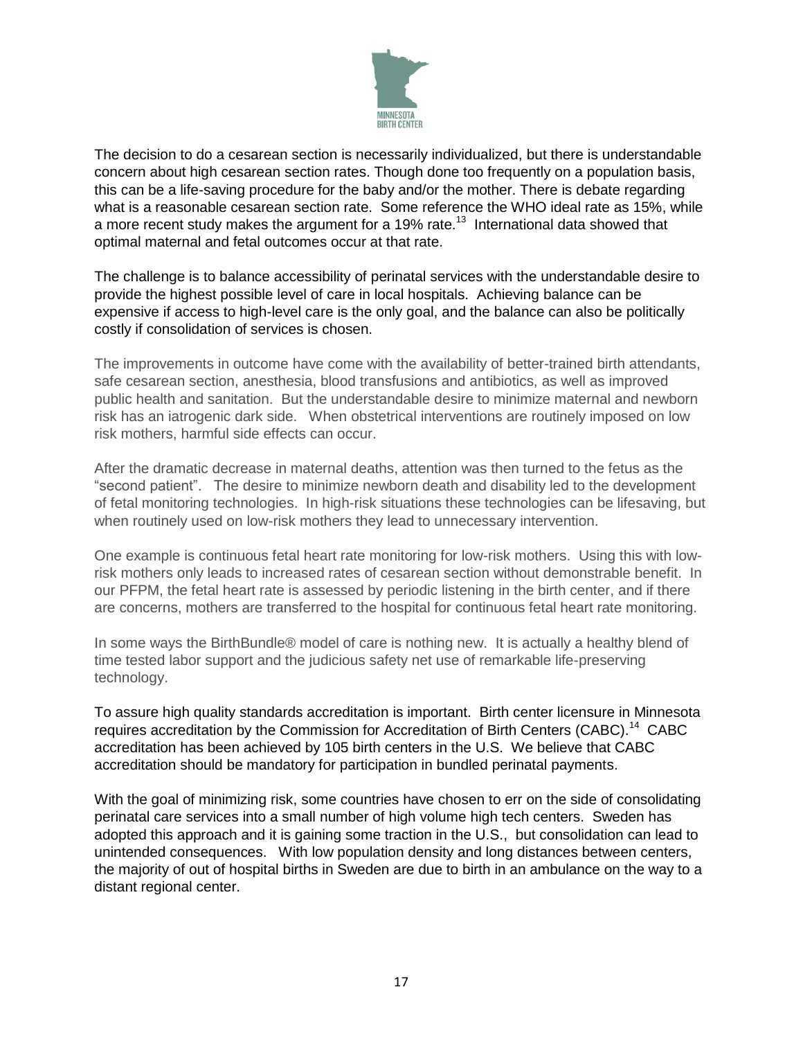The decision to do a cesarean section is necessarily individualized, but there is understandable concern about high cesarean section rates. Though done too frequently on a population basis, this can be a life-saving procedure for the baby and/or the mother. There is debate regarding what is a reasonable cesarean section rate. Some reference the WHO ideal rate as 15%, while a more recent study makes the argument for a 19% rate.[13] International data showed that optimal maternal and fetal outcomes occur at that rate.

The challenge is to balance accessibility of perinatal services with the understandable desire to provide the highest possible level of care in local hospitals. Achieving balance can be expensive if access to high-level care is the only goal, and the balance can also be politically costly if consolidation of services is chosen.

The improvements in outcome have come with the availability of better-trained birth attendants, safe cesarean section, anesthesia, blood transfusions and antibiotics, as well as improved public health and sanitation. But the understandable desire to minimize maternal and newborn risk has an iatrogenic dark side. When obstetrical interventions are routinely imposed on low risk mothers, harmful side effects can occur.

After the dramatic decrease in maternal deaths, attention was then turned to the fetus as the "second patient". The desire to minimize newborn death and disability led to the development of fetal monitoring technologies. In high-risk situations these technologies can be lifesaving, but when routinely used on low-risk mothers they lead to unnecessary intervention.

One example is continuous fetal heart rate monitoring for low-risk mothers. Using this with low-risk mothers only leads to increased rates of cesarean section without demonstrable benefit. In our PFPM, the fetal heart rate is assessed by periodic listening in the birth center, and if there are concerns, mothers are transferred to the hospital for continuous fetal heart rate monitoring.

In some ways the BirthBundle® model of care is nothing new. It is actually a healthy blend of time tested labor support and the judicious safety net use of remarkable life-preserving technology.

To assure high quality standards accreditation is important. Birth center licensure in Minnesota requires accreditation by the Commission for Accreditation of Birth Centers (CABC).[14] CABC accreditation has been achieved by 105 birth centers in the U.S. We believe that CABC accreditation should be mandatory for participation in bundled perinatal payments.

With the goal of minimizing risk, some countries have chosen to err on the side of consolidating perinatal care services into a small number of high volume high tech centers. Sweden has adopted this approach and it is gaining some traction in the U.S., but consolidation can lead to unintended consequences. With low population density and long distances between centers, the majority of out of hospital births in Sweden are due to birth in an ambulance on the way to a distant regional center.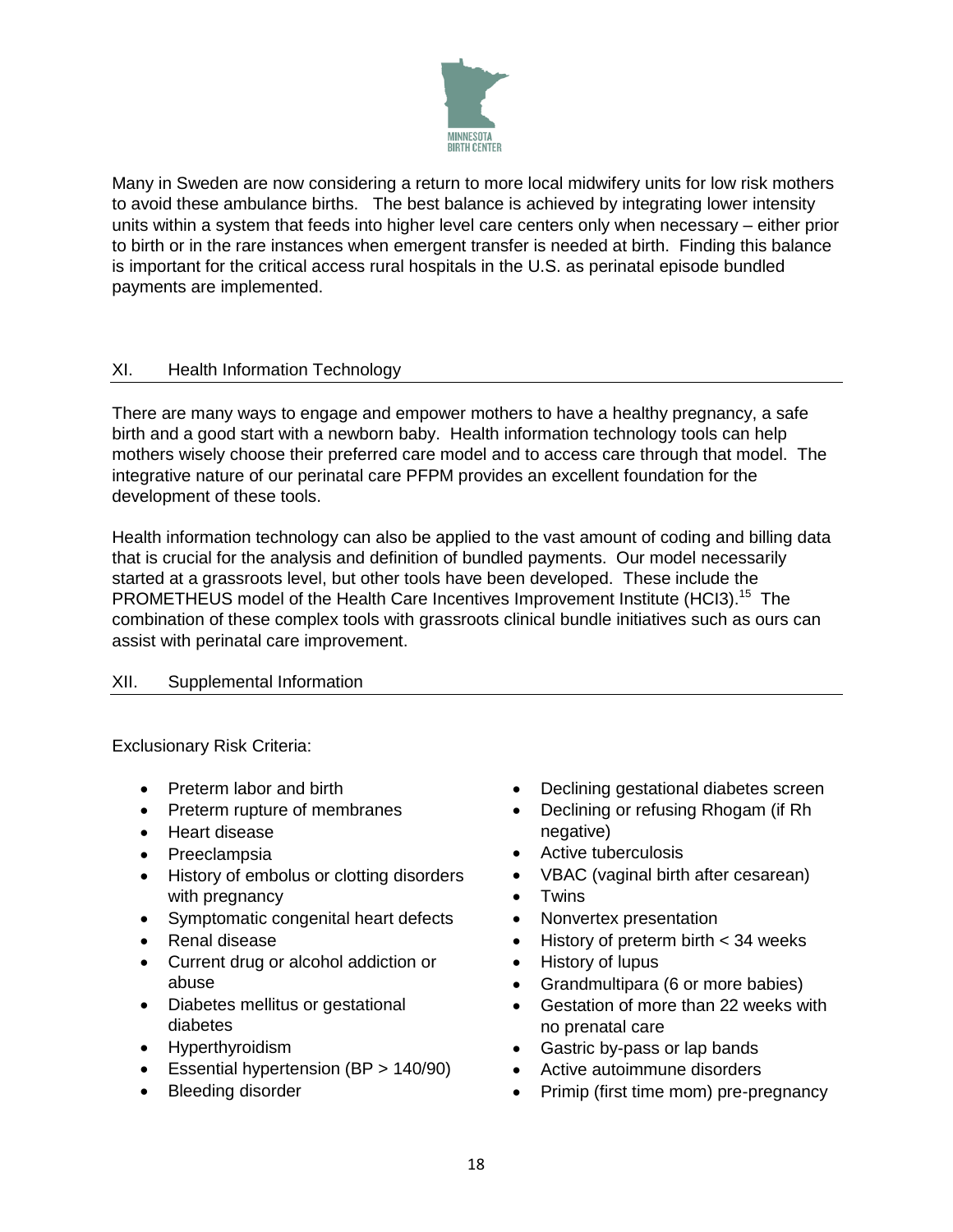Many in Sweden are now considering a return to more local midwifery units for low risk mothers to avoid these ambulance births. The best balance is achieved by integrating lower intensity units within a system that feeds into higher level care centers only when necessary – either prior to birth or in the rare instances when emergent transfer is needed at birth. Finding this balance is important for the critical access rural hospitals in the U.S. as perinatal episode bundled payments are implemented.

## XI. Health Information Technology

There are many ways to engage and empower mothers to have a healthy pregnancy, a safe birth and a good start with a newborn baby. Health information technology tools can help mothers wisely choose their preferred care model and to access care through that model. The integrative nature of our perinatal care PFPM provides an excellent foundation for the development of these tools.

Health information technology can also be applied to the vast amount of coding and billing data that is crucial for the analysis and definition of bundled payments. Our model necessarily started at a grassroots level, but other tools have been developed. These include the PROMETHEUS model of the Health Care Incentives Improvement Institute (HCI3).[15] The combination of these complex tools with grassroots clinical bundle initiatives such as ours can assist with perinatal care improvement.

## XII. Supplemental Information

Exclusionary Risk Criteria:

- Preterm labor and birth
- Preterm rupture of membranes
- Heart disease
- Preeclampsia
- History of embolus or clotting disorders with pregnancy
- Symptomatic congenital heart defects
- Renal disease
- Current drug or alcohol addiction or abuse
- Diabetes mellitus or gestational diabetes
- Hyperthyroidism
- Essential hypertension (BP > 140/90)
- Bleeding disorder
- Declining gestational diabetes screen
- Declining or refusing Rhogam (if Rh negative)
- Active tuberculosis
- VBAC (vaginal birth after cesarean)
- Twins
- Nonvertex presentation
- History of preterm birth < 34 weeks
- History of lupus
- Grandmultipara (6 or more babies)
- Gestation of more than 22 weeks with no prenatal care
- Gastric by-pass or lap bands
- Active autoimmune disorders
- Primip (first time mom) pre-pregnancy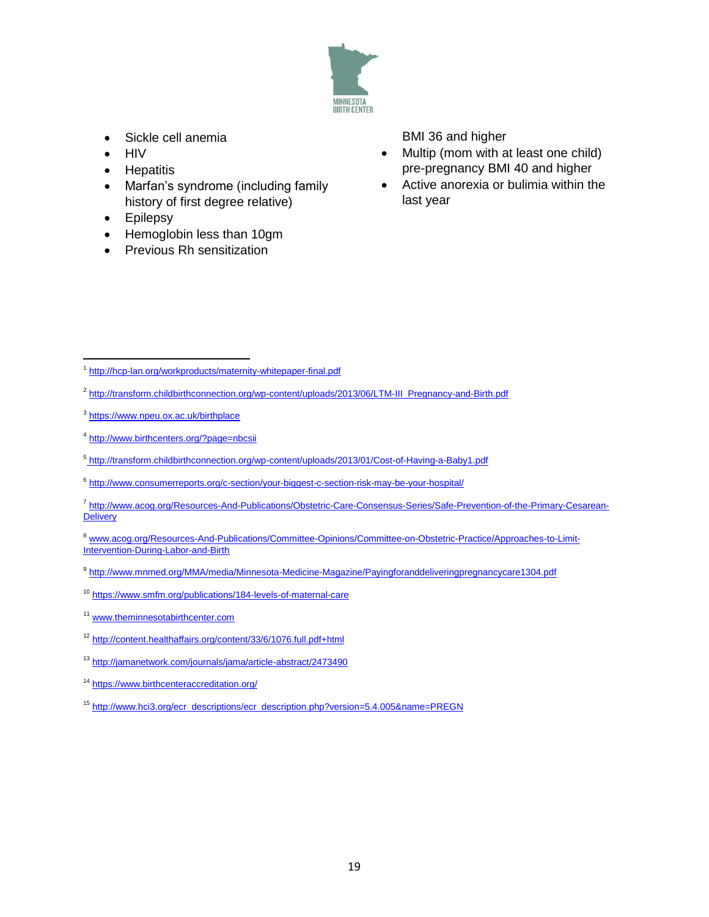- Sickle cell anemia
- HIV
- Hepatitis
- Marfan's syndrome (including family history of first degree relative)
- Epilepsy
- Hemoglobin less than 10gm
- Previous Rh sensitization

BMI 36 and higher

- Multip (mom with at least one child) pre-pregnancy BMI 40 and higher
- Active anorexia or bulimia within the last year

---

[1] http://hcp-lan.org/workproducts/maternity-whitepaper-final.pdf

[2] http://transform.childbirthconnection.org/wp-content/uploads/2013/06/LTM-III_Pregnancy-and-Birth.pdf

[3] https://www.npeu.ox.ac.uk/birthplace

[4] http://www.birthcenters.org/?page=nbcsii

[5] http://transform.childbirthconnection.org/wp-content/uploads/2013/01/Cost-of-Having-a-Baby1.pdf

[6] http://www.consumerreports.org/c-section/your-biggest-c-section-risk-may-be-your-hospital/

[7] http://www.acog.org/Resources-And-Publications/Obstetric-Care-Consensus-Series/Safe-Prevention-of-the-Primary-Cesarean-Delivery

[8] www.acog.org/Resources-And-Publications/Committee-Opinions/Committee-on-Obstetric-Practice/Approaches-to-Limit-Intervention-During-Labor-and-Birth

[9] http://www.mnmed.org/MMA/media/Minnesota-Medicine-Magazine/Payingforanddeliveringpregnancycare1304.pdf

[10] https://www.smfm.org/publications/184-levels-of-maternal-care

[11] www.theminnesotabirthcenter.com

[12] http://content.healthaffairs.org/content/33/6/1076.full.pdf+html

[13] http://jamanetwork.com/journals/jama/article-abstract/2473490

[14] https://www.birthcenteraccreditation.org/

[15] http://www.hci3.org/ecr_descriptions/ecr_description.php?version=5.4.005&name=PREGN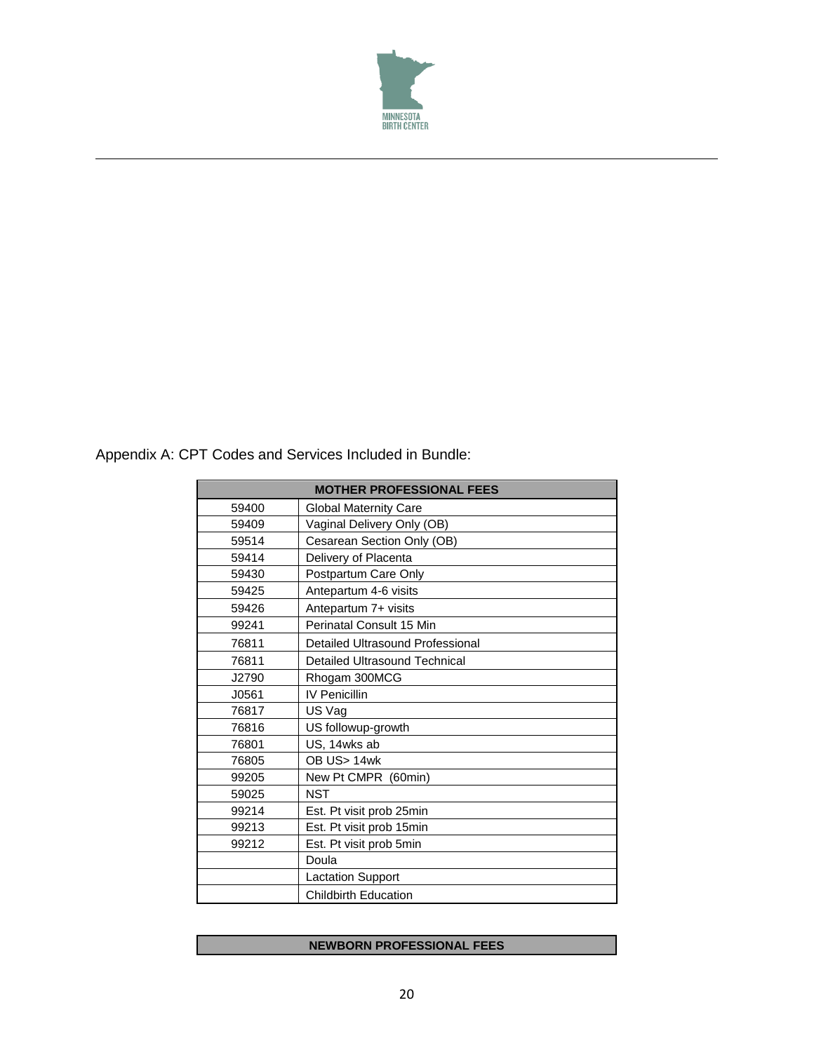Appendix A: CPT Codes and Services Included in Bundle:

| MOTHER PROFESSIONAL FEES | |
|---|---|
| 59400 | Global Maternity Care |
| 59409 | Vaginal Delivery Only (OB) |
| 59514 | Cesarean Section Only (OB) |
| 59414 | Delivery of Placenta |
| 59430 | Postpartum Care Only |
| 59425 | Antepartum 4-6 visits |
| 59426 | Antepartum 7+ visits |
| 99241 | Perinatal Consult 15 Min |
| 76811 | Detailed Ultrasound Professional |
| 76811 | Detailed Ultrasound Technical |
| J2790 | Rhogam 300MCG |
| J0561 | IV Penicillin |
| 76817 | US Vag |
| 76816 | US followup-growth |
| 76801 | US, 14wks ab |
| 76805 | OB US> 14wk |
| 99205 | New Pt CMPR (60min) |
| 59025 | NST |
| 99214 | Est. Pt visit prob 25min |
| 99213 | Est. Pt visit prob 15min |
| 99212 | Est. Pt visit prob 5min |
| | Doula |
| | Lactation Support |
| | Childbirth Education |

| NEWBORN PROFESSIONAL FEES |
|---|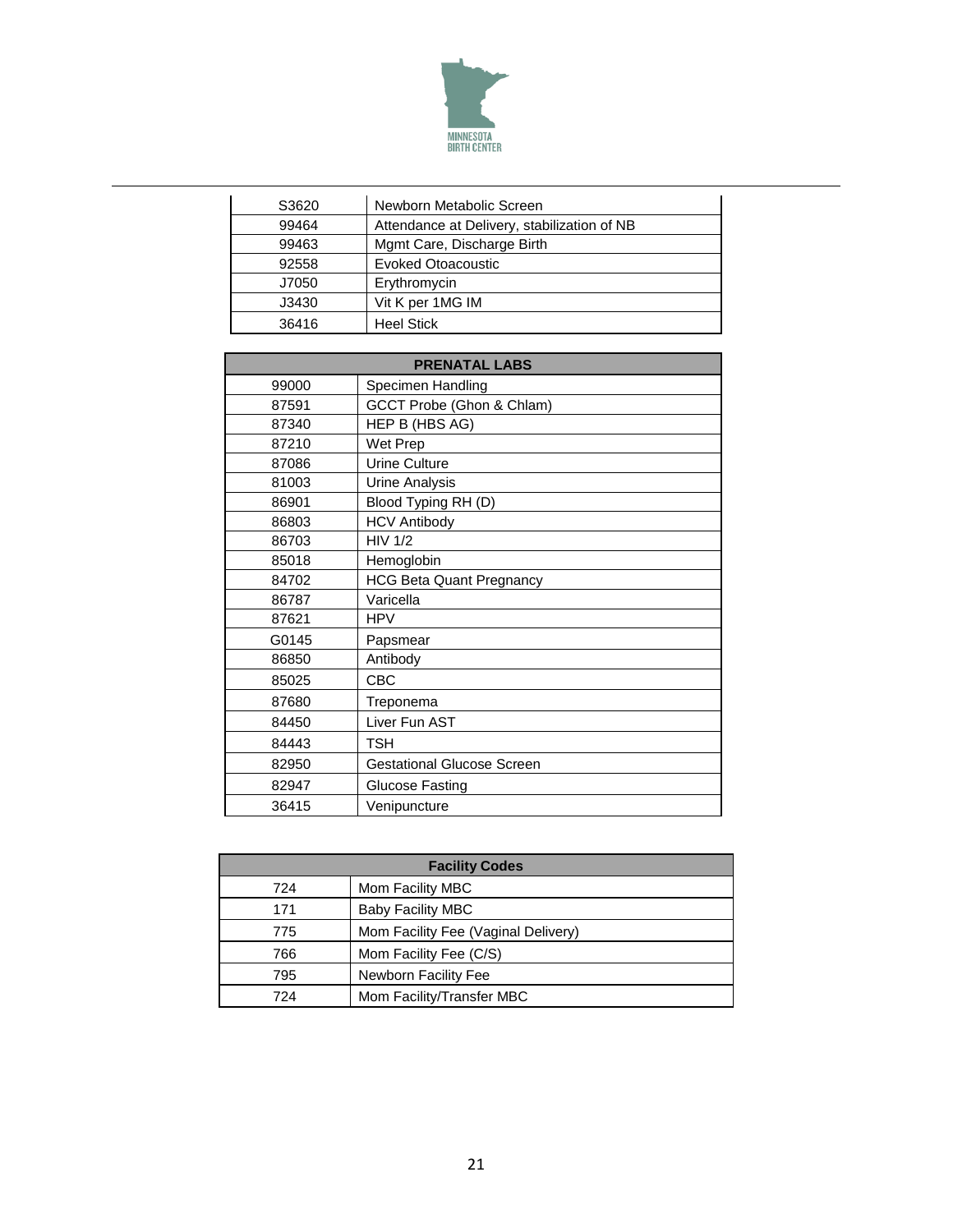| | |
|---|---|
| S3620 | Newborn Metabolic Screen |
| 99464 | Attendance at Delivery, stabilization of NB |
| 99463 | Mgmt Care, Discharge Birth |
| 92558 | Evoked Otoacoustic |
| J7050 | Erythromycin |
| J3430 | Vit K per 1MG IM |
| 36416 | Heel Stick |

| PRENATAL LABS | |
|---|---|
| 99000 | Specimen Handling |
| 87591 | GCCT Probe (Ghon & Chlam) |
| 87340 | HEP B (HBS AG) |
| 87210 | Wet Prep |
| 87086 | Urine Culture |
| 81003 | Urine Analysis |
| 86901 | Blood Typing RH (D) |
| 86803 | HCV Antibody |
| 86703 | HIV 1/2 |
| 85018 | Hemoglobin |
| 84702 | HCG Beta Quant Pregnancy |
| 86787 | Varicella |
| 87621 | HPV |
| G0145 | Papsmear |
| 86850 | Antibody |
| 85025 | CBC |
| 87680 | Treponema |
| 84450 | Liver Fun AST |
| 84443 | TSH |
| 82950 | Gestational Glucose Screen |
| 82947 | Glucose Fasting |
| 36415 | Venipuncture |

| Facility Codes | |
|---|---|
| 724 | Mom Facility MBC |
| 171 | Baby Facility MBC |
| 775 | Mom Facility Fee (Vaginal Delivery) |
| 766 | Mom Facility Fee (C/S) |
| 795 | Newborn Facility Fee |
| 724 | Mom Facility/Transfer MBC |